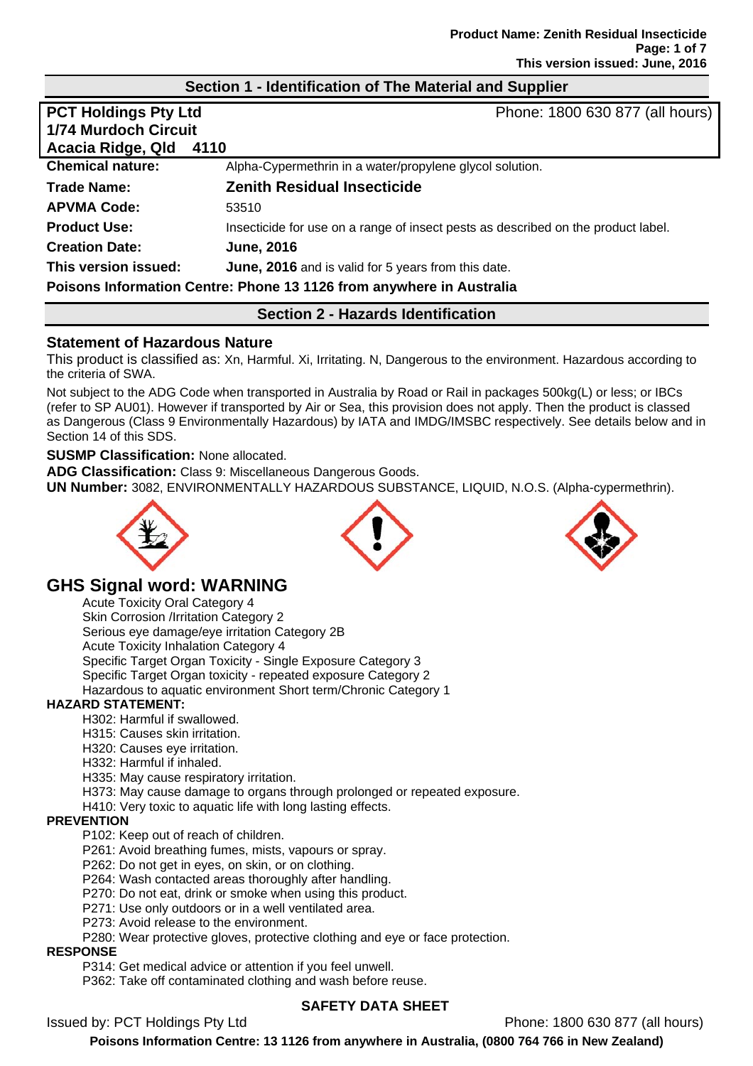## Section 1 - Identification of The Material and Supplier

**PCT Holdings Pty Ltd**
**1/74 Murdoch Circuit**
**Acacia Ridge, Qld 4110**

Phone: 1800 630 877 (all hours)

| | |
|---|---|
| **Chemical nature:** | Alpha-Cypermethrin in a water/propylene glycol solution. |
| **Trade Name:** | **Zenith Residual Insecticide** |
| **APVMA Code:** | 53510 |
| **Product Use:** | Insecticide for use on a range of insect pests as described on the product label. |
| **Creation Date:** | **June, 2016** |
| **This version issued:** | **June, 2016** and is valid for 5 years from this date. |

**Poisons Information Centre: Phone 13 1126 from anywhere in Australia**

## Section 2 - Hazards Identification

### Statement of Hazardous Nature

This product is classified as: Xn, Harmful. Xi, Irritating. N, Dangerous to the environment. Hazardous according to the criteria of SWA.

Not subject to the ADG Code when transported in Australia by Road or Rail in packages 500kg(L) or less; or IBCs (refer to SP AU01). However if transported by Air or Sea, this provision does not apply. Then the product is classed as Dangerous (Class 9 Environmentally Hazardous) by IATA and IMDG/IMSBC respectively. See details below and in Section 14 of this SDS.

**SUSMP Classification:** None allocated.

**ADG Classification:** Class 9: Miscellaneous Dangerous Goods.

**UN Number:** 3082, ENVIRONMENTALLY HAZARDOUS SUBSTANCE, LIQUID, N.O.S. (Alpha-cypermethrin).

## GHS Signal word: WARNING

- Acute Toxicity Oral Category 4
- Skin Corrosion /Irritation Category 2
- Serious eye damage/eye irritation Category 2B
- Acute Toxicity Inhalation Category 4
- Specific Target Organ Toxicity - Single Exposure Category 3
- Specific Target Organ toxicity - repeated exposure Category 2
- Hazardous to aquatic environment Short term/Chronic Category 1

**HAZARD STATEMENT:**

- H302: Harmful if swallowed.
- H315: Causes skin irritation.
- H320: Causes eye irritation.
- H332: Harmful if inhaled.
- H335: May cause respiratory irritation.
- H373: May cause damage to organs through prolonged or repeated exposure.
- H410: Very toxic to aquatic life with long lasting effects.

**PREVENTION**

- P102: Keep out of reach of children.
- P261: Avoid breathing fumes, mists, vapours or spray.
- P262: Do not get in eyes, on skin, or on clothing.
- P264: Wash contacted areas thoroughly after handling.
- P270: Do not eat, drink or smoke when using this product.
- P271: Use only outdoors or in a well ventilated area.
- P273: Avoid release to the environment.
- P280: Wear protective gloves, protective clothing and eye or face protection.

**RESPONSE**

- P314: Get medical advice or attention if you feel unwell.
- P362: Take off contaminated clothing and wash before reuse.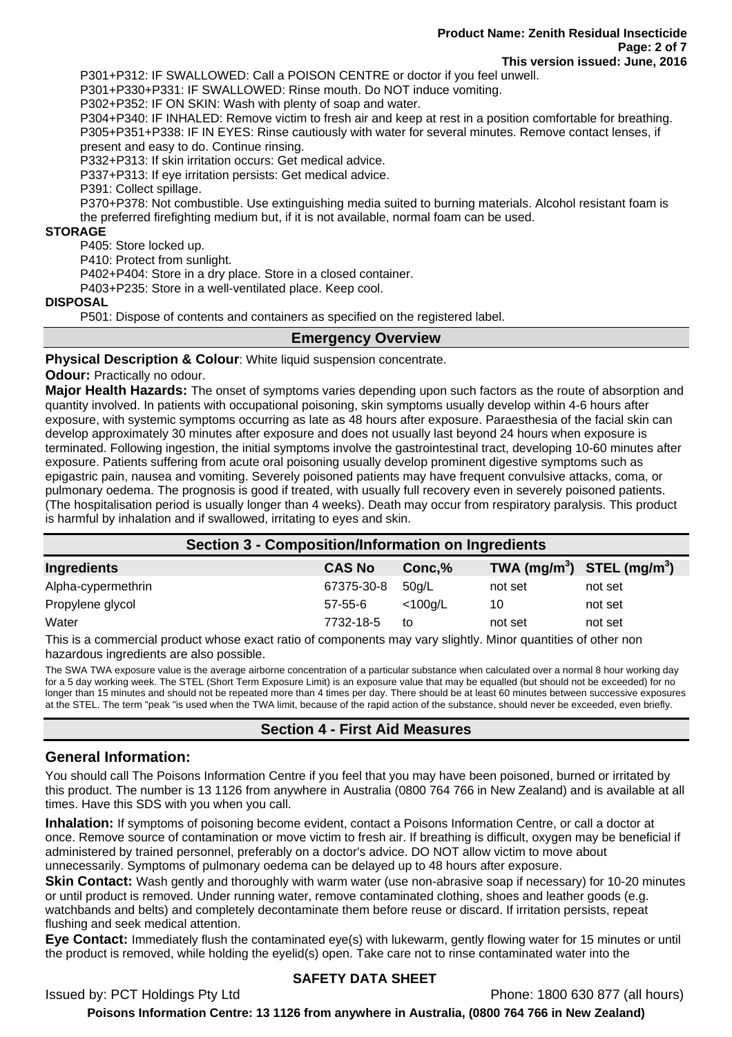P301+P312: IF SWALLOWED: Call a POISON CENTRE or doctor if you feel unwell.
P301+P330+P331: IF SWALLOWED: Rinse mouth. Do NOT induce vomiting.
P302+P352: IF ON SKIN: Wash with plenty of soap and water.
P304+P340: IF INHALED: Remove victim to fresh air and keep at rest in a position comfortable for breathing.
P305+P351+P338: IF IN EYES: Rinse cautiously with water for several minutes. Remove contact lenses, if present and easy to do. Continue rinsing.
P332+P313: If skin irritation occurs: Get medical advice.
P337+P313: If eye irritation persists: Get medical advice.
P391: Collect spillage.
P370+P378: Not combustible. Use extinguishing media suited to burning materials. Alcohol resistant foam is the preferred firefighting medium but, if it is not available, normal foam can be used.

**STORAGE**

P405: Store locked up.
P410: Protect from sunlight.
P402+P404: Store in a dry place. Store in a closed container.
P403+P235: Store in a well-ventilated place. Keep cool.

**DISPOSAL**

P501: Dispose of contents and containers as specified on the registered label.

## Emergency Overview

**Physical Description & Colour**: White liquid suspension concentrate.

**Odour:** Practically no odour.

**Major Health Hazards:** The onset of symptoms varies depending upon such factors as the route of absorption and quantity involved. In patients with occupational poisoning, skin symptoms usually develop within 4-6 hours after exposure, with systemic symptoms occurring as late as 48 hours after exposure. Paraesthesia of the facial skin can develop approximately 30 minutes after exposure and does not usually last beyond 24 hours when exposure is terminated. Following ingestion, the initial symptoms involve the gastrointestinal tract, developing 10-60 minutes after exposure. Patients suffering from acute oral poisoning usually develop prominent digestive symptoms such as epigastric pain, nausea and vomiting. Severely poisoned patients may have frequent convulsive attacks, coma, or pulmonary oedema. The prognosis is good if treated, with usually full recovery even in severely poisoned patients. (The hospitalisation period is usually longer than 4 weeks). Death may occur from respiratory paralysis. This product is harmful by inhalation and if swallowed, irritating to eyes and skin.

## Section 3 - Composition/Information on Ingredients

| Ingredients | CAS No | Conc,% | TWA (mg/m$^3$) | STEL (mg/m$^3$) |
|---|---|---|---|---|
| Alpha-cypermethrin | 67375-30-8 | 50g/L | not set | not set |
| Propylene glycol | 57-55-6 | <100g/L | 10 | not set |
| Water | 7732-18-5 | to | not set | not set |

This is a commercial product whose exact ratio of components may vary slightly. Minor quantities of other non hazardous ingredients are also possible.

The SWA TWA exposure value is the average airborne concentration of a particular substance when calculated over a normal 8 hour working day for a 5 day working week. The STEL (Short Term Exposure Limit) is an exposure value that may be equalled (but should not be exceeded) for no longer than 15 minutes and should not be repeated more than 4 times per day. There should be at least 60 minutes between successive exposures at the STEL. The term "peak "is used when the TWA limit, because of the rapid action of the substance, should never be exceeded, even briefly.

## Section 4 - First Aid Measures

### General Information:

You should call The Poisons Information Centre if you feel that you may have been poisoned, burned or irritated by this product. The number is 13 1126 from anywhere in Australia (0800 764 766 in New Zealand) and is available at all times. Have this SDS with you when you call.

**Inhalation:** If symptoms of poisoning become evident, contact a Poisons Information Centre, or call a doctor at once. Remove source of contamination or move victim to fresh air. If breathing is difficult, oxygen may be beneficial if administered by trained personnel, preferably on a doctor's advice. DO NOT allow victim to move about unnecessarily. Symptoms of pulmonary oedema can be delayed up to 48 hours after exposure.

**Skin Contact:** Wash gently and thoroughly with warm water (use non-abrasive soap if necessary) for 10-20 minutes or until product is removed. Under running water, remove contaminated clothing, shoes and leather goods (e.g. watchbands and belts) and completely decontaminate them before reuse or discard. If irritation persists, repeat flushing and seek medical attention.

**Eye Contact:** Immediately flush the contaminated eye(s) with lukewarm, gently flowing water for 15 minutes or until the product is removed, while holding the eyelid(s) open. Take care not to rinse contaminated water into the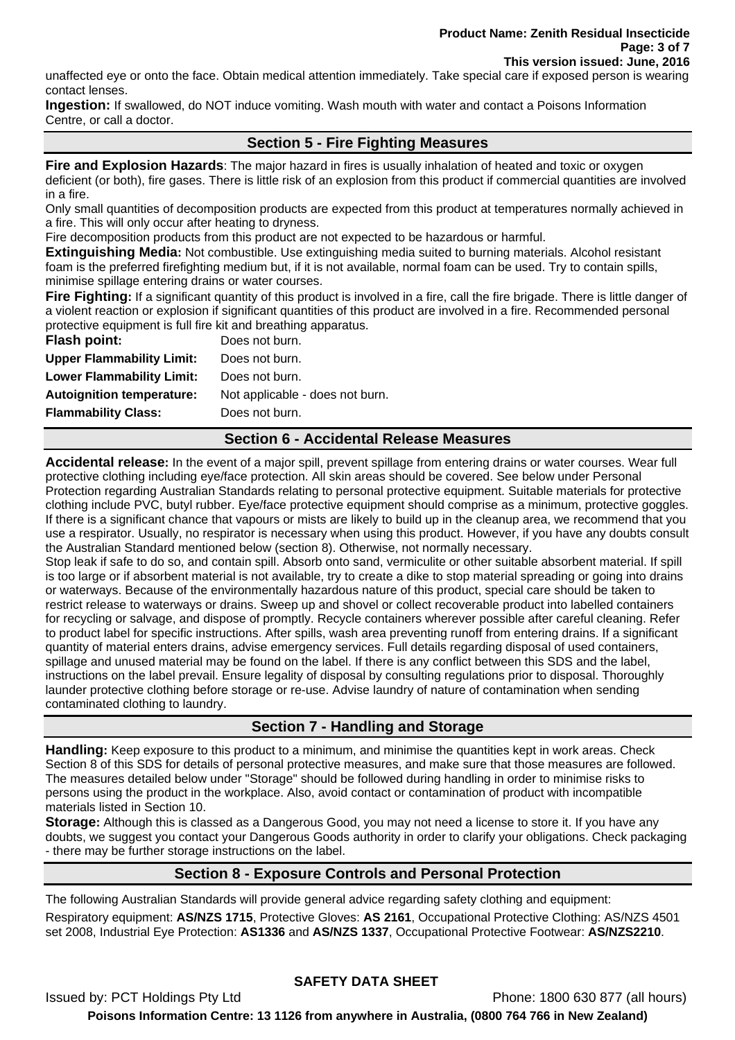unaffected eye or onto the face. Obtain medical attention immediately. Take special care if exposed person is wearing contact lenses.

**Ingestion:** If swallowed, do NOT induce vomiting. Wash mouth with water and contact a Poisons Information Centre, or call a doctor.

## Section 5 - Fire Fighting Measures

**Fire and Explosion Hazards**: The major hazard in fires is usually inhalation of heated and toxic or oxygen deficient (or both), fire gases. There is little risk of an explosion from this product if commercial quantities are involved in a fire.

Only small quantities of decomposition products are expected from this product at temperatures normally achieved in a fire. This will only occur after heating to dryness.

Fire decomposition products from this product are not expected to be hazardous or harmful.

**Extinguishing Media:** Not combustible. Use extinguishing media suited to burning materials. Alcohol resistant foam is the preferred firefighting medium but, if it is not available, normal foam can be used. Try to contain spills, minimise spillage entering drains or water courses.

**Fire Fighting:** If a significant quantity of this product is involved in a fire, call the fire brigade. There is little danger of a violent reaction or explosion if significant quantities of this product are involved in a fire. Recommended personal protective equipment is full fire kit and breathing apparatus.

| | |
|---|---|
| **Flash point:** | Does not burn. |
| **Upper Flammability Limit:** | Does not burn. |
| **Lower Flammability Limit:** | Does not burn. |
| **Autoignition temperature:** | Not applicable - does not burn. |
| **Flammability Class:** | Does not burn. |

## Section 6 - Accidental Release Measures

**Accidental release:** In the event of a major spill, prevent spillage from entering drains or water courses. Wear full protective clothing including eye/face protection. All skin areas should be covered. See below under Personal Protection regarding Australian Standards relating to personal protective equipment. Suitable materials for protective clothing include PVC, butyl rubber. Eye/face protective equipment should comprise as a minimum, protective goggles. If there is a significant chance that vapours or mists are likely to build up in the cleanup area, we recommend that you use a respirator. Usually, no respirator is necessary when using this product. However, if you have any doubts consult the Australian Standard mentioned below (section 8). Otherwise, not normally necessary.

Stop leak if safe to do so, and contain spill. Absorb onto sand, vermiculite or other suitable absorbent material. If spill is too large or if absorbent material is not available, try to create a dike to stop material spreading or going into drains or waterways. Because of the environmentally hazardous nature of this product, special care should be taken to restrict release to waterways or drains. Sweep up and shovel or collect recoverable product into labelled containers for recycling or salvage, and dispose of promptly. Recycle containers wherever possible after careful cleaning. Refer to product label for specific instructions. After spills, wash area preventing runoff from entering drains. If a significant quantity of material enters drains, advise emergency services. Full details regarding disposal of used containers, spillage and unused material may be found on the label. If there is any conflict between this SDS and the label, instructions on the label prevail. Ensure legality of disposal by consulting regulations prior to disposal. Thoroughly launder protective clothing before storage or re-use. Advise laundry of nature of contamination when sending contaminated clothing to laundry.

## Section 7 - Handling and Storage

**Handling:** Keep exposure to this product to a minimum, and minimise the quantities kept in work areas. Check Section 8 of this SDS for details of personal protective measures, and make sure that those measures are followed. The measures detailed below under "Storage" should be followed during handling in order to minimise risks to persons using the product in the workplace. Also, avoid contact or contamination of product with incompatible materials listed in Section 10.

**Storage:** Although this is classed as a Dangerous Good, you may not need a license to store it. If you have any doubts, we suggest you contact your Dangerous Goods authority in order to clarify your obligations. Check packaging - there may be further storage instructions on the label.

## Section 8 - Exposure Controls and Personal Protection

The following Australian Standards will provide general advice regarding safety clothing and equipment:

Respiratory equipment: **AS/NZS 1715**, Protective Gloves: **AS 2161**, Occupational Protective Clothing: AS/NZS 4501 set 2008, Industrial Eye Protection: **AS1336** and **AS/NZS 1337**, Occupational Protective Footwear: **AS/NZS2210**.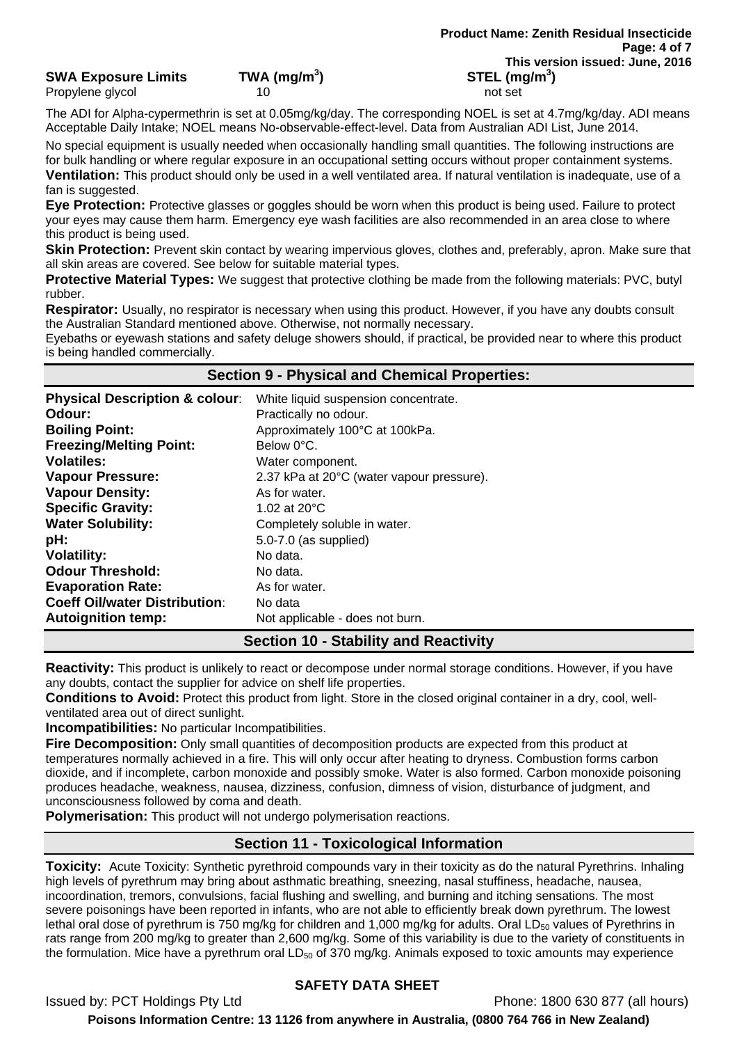| SWA Exposure Limits | TWA (mg/m$^3$) | STEL (mg/m$^3$) |
|---|---|---|
| Propylene glycol | 10 | not set |

The ADI for Alpha-cypermethrin is set at 0.05mg/kg/day. The corresponding NOEL is set at 4.7mg/kg/day. ADI means Acceptable Daily Intake; NOEL means No-observable-effect-level. Data from Australian ADI List, June 2014.

No special equipment is usually needed when occasionally handling small quantities. The following instructions are for bulk handling or where regular exposure in an occupational setting occurs without proper containment systems.

**Ventilation:** This product should only be used in a well ventilated area. If natural ventilation is inadequate, use of a fan is suggested.

**Eye Protection:** Protective glasses or goggles should be worn when this product is being used. Failure to protect your eyes may cause them harm. Emergency eye wash facilities are also recommended in an area close to where this product is being used.

**Skin Protection:** Prevent skin contact by wearing impervious gloves, clothes and, preferably, apron. Make sure that all skin areas are covered. See below for suitable material types.

**Protective Material Types:** We suggest that protective clothing be made from the following materials: PVC, butyl rubber.

**Respirator:** Usually, no respirator is necessary when using this product. However, if you have any doubts consult the Australian Standard mentioned above. Otherwise, not normally necessary.

Eyebaths or eyewash stations and safety deluge showers should, if practical, be provided near to where this product is being handled commercially.

## Section 9 - Physical and Chemical Properties:

| | |
|---|---|
| **Physical Description & colour**: | White liquid suspension concentrate. |
| **Odour:** | Practically no odour. |
| **Boiling Point:** | Approximately 100°C at 100kPa. |
| **Freezing/Melting Point:** | Below 0°C. |
| **Volatiles:** | Water component. |
| **Vapour Pressure:** | 2.37 kPa at 20°C (water vapour pressure). |
| **Vapour Density:** | As for water. |
| **Specific Gravity:** | 1.02 at 20°C |
| **Water Solubility:** | Completely soluble in water. |
| **pH:** | 5.0-7.0 (as supplied) |
| **Volatility:** | No data. |
| **Odour Threshold:** | No data. |
| **Evaporation Rate:** | As for water. |
| **Coeff Oil/water Distribution**: | No data |
| **Autoignition temp:** | Not applicable - does not burn. |

## Section 10 - Stability and Reactivity

**Reactivity:** This product is unlikely to react or decompose under normal storage conditions. However, if you have any doubts, contact the supplier for advice on shelf life properties.

**Conditions to Avoid:** Protect this product from light. Store in the closed original container in a dry, cool, well-ventilated area out of direct sunlight.

**Incompatibilities:** No particular Incompatibilities.

**Fire Decomposition:** Only small quantities of decomposition products are expected from this product at temperatures normally achieved in a fire. This will only occur after heating to dryness. Combustion forms carbon dioxide, and if incomplete, carbon monoxide and possibly smoke. Water is also formed. Carbon monoxide poisoning produces headache, weakness, nausea, dizziness, confusion, dimness of vision, disturbance of judgment, and unconsciousness followed by coma and death.

**Polymerisation:** This product will not undergo polymerisation reactions.

## Section 11 - Toxicological Information

**Toxicity:** Acute Toxicity: Synthetic pyrethroid compounds vary in their toxicity as do the natural Pyrethrins. Inhaling high levels of pyrethrum may bring about asthmatic breathing, sneezing, nasal stuffiness, headache, nausea, incoordination, tremors, convulsions, facial flushing and swelling, and burning and itching sensations. The most severe poisonings have been reported in infants, who are not able to efficiently break down pyrethrum. The lowest lethal oral dose of pyrethrum is 750 mg/kg for children and 1,000 mg/kg for adults. Oral $LD_{50}$ values of Pyrethrins in rats range from 200 mg/kg to greater than 2,600 mg/kg. Some of this variability is due to the variety of constituents in the formulation. Mice have a pyrethrum oral $LD_{50}$ of 370 mg/kg. Animals exposed to toxic amounts may experience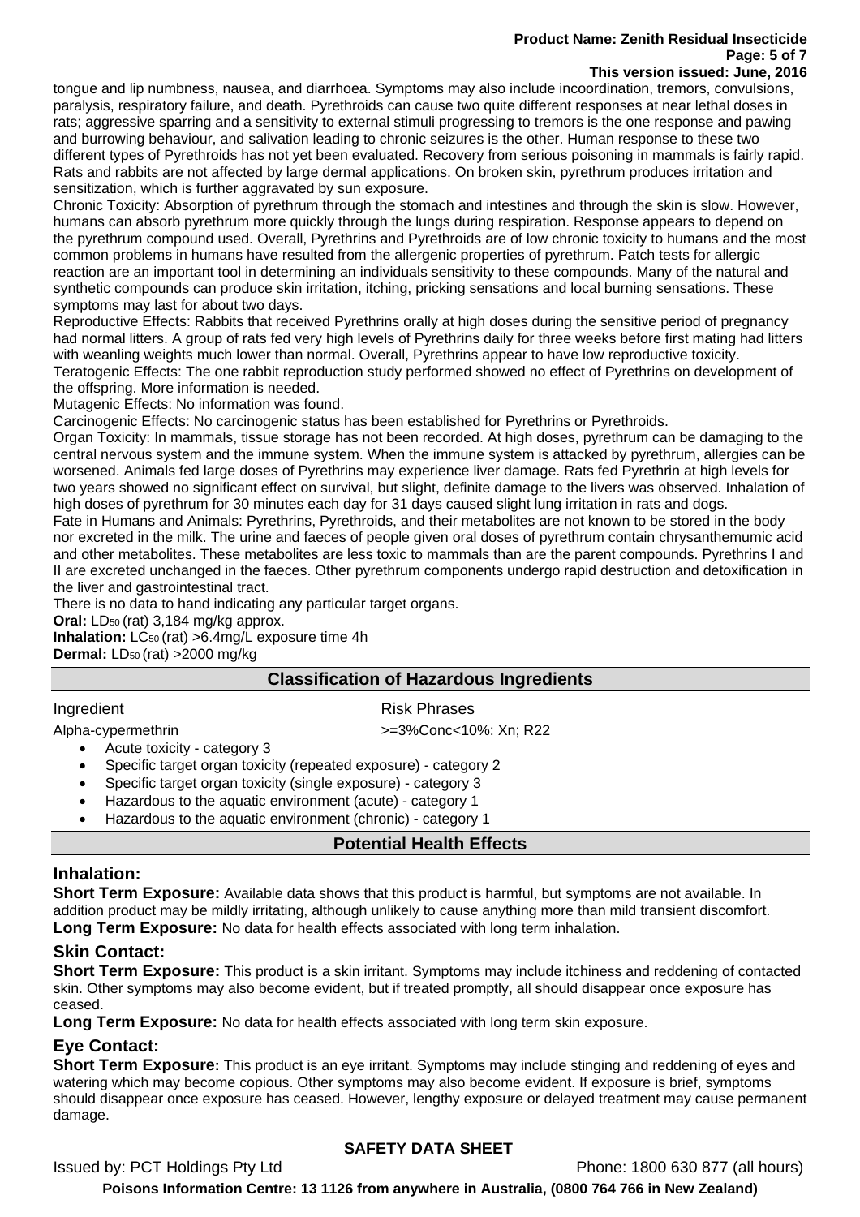tongue and lip numbness, nausea, and diarrhoea. Symptoms may also include incoordination, tremors, convulsions, paralysis, respiratory failure, and death. Pyrethroids can cause two quite different responses at near lethal doses in rats; aggressive sparring and a sensitivity to external stimuli progressing to tremors is the one response and pawing and burrowing behaviour, and salivation leading to chronic seizures is the other. Human response to these two different types of Pyrethroids has not yet been evaluated. Recovery from serious poisoning in mammals is fairly rapid. Rats and rabbits are not affected by large dermal applications. On broken skin, pyrethrum produces irritation and sensitization, which is further aggravated by sun exposure.

Chronic Toxicity: Absorption of pyrethrum through the stomach and intestines and through the skin is slow. However, humans can absorb pyrethrum more quickly through the lungs during respiration. Response appears to depend on the pyrethrum compound used. Overall, Pyrethrins and Pyrethroids are of low chronic toxicity to humans and the most common problems in humans have resulted from the allergenic properties of pyrethrum. Patch tests for allergic reaction are an important tool in determining an individuals sensitivity to these compounds. Many of the natural and synthetic compounds can produce skin irritation, itching, pricking sensations and local burning sensations. These symptoms may last for about two days.

Reproductive Effects: Rabbits that received Pyrethrins orally at high doses during the sensitive period of pregnancy had normal litters. A group of rats fed very high levels of Pyrethrins daily for three weeks before first mating had litters with weanling weights much lower than normal. Overall, Pyrethrins appear to have low reproductive toxicity.

Teratogenic Effects: The one rabbit reproduction study performed showed no effect of Pyrethrins on development of the offspring. More information is needed.

Mutagenic Effects: No information was found.

Carcinogenic Effects: No carcinogenic status has been established for Pyrethrins or Pyrethroids.

Organ Toxicity: In mammals, tissue storage has not been recorded. At high doses, pyrethrum can be damaging to the central nervous system and the immune system. When the immune system is attacked by pyrethrum, allergies can be worsened. Animals fed large doses of Pyrethrins may experience liver damage. Rats fed Pyrethrin at high levels for two years showed no significant effect on survival, but slight, definite damage to the livers was observed. Inhalation of high doses of pyrethrum for 30 minutes each day for 31 days caused slight lung irritation in rats and dogs.

Fate in Humans and Animals: Pyrethrins, Pyrethroids, and their metabolites are not known to be stored in the body nor excreted in the milk. The urine and faeces of people given oral doses of pyrethrum contain chrysanthemumic acid and other metabolites. These metabolites are less toxic to mammals than are the parent compounds. Pyrethrins I and II are excreted unchanged in the faeces. Other pyrethrum components undergo rapid destruction and detoxification in the liver and gastrointestinal tract.

There is no data to hand indicating any particular target organs.

**Oral:** $LD_{50}$ (rat) 3,184 mg/kg approx.

**Inhalation:** $LC_{50}$ (rat) >6.4mg/L exposure time 4h

**Dermal:** $LD_{50}$ (rat) >2000 mg/kg

## Classification of Hazardous Ingredients

| Ingredient | Risk Phrases |
| --- | --- |
| Alpha-cypermethrin | >=3%Conc<10%: Xn; R22 |

- Acute toxicity - category 3
- Specific target organ toxicity (repeated exposure) - category 2
- Specific target organ toxicity (single exposure) - category 3
- Hazardous to the aquatic environment (acute) - category 1
- Hazardous to the aquatic environment (chronic) - category 1

## Potential Health Effects

### Inhalation:

**Short Term Exposure:** Available data shows that this product is harmful, but symptoms are not available. In addition product may be mildly irritating, although unlikely to cause anything more than mild transient discomfort.

**Long Term Exposure:** No data for health effects associated with long term inhalation.

### Skin Contact:

**Short Term Exposure:** This product is a skin irritant. Symptoms may include itchiness and reddening of contacted skin. Other symptoms may also become evident, but if treated promptly, all should disappear once exposure has ceased.

**Long Term Exposure:** No data for health effects associated with long term skin exposure.

### Eye Contact:

**Short Term Exposure:** This product is an eye irritant. Symptoms may include stinging and reddening of eyes and watering which may become copious. Other symptoms may also become evident. If exposure is brief, symptoms should disappear once exposure has ceased. However, lengthy exposure or delayed treatment may cause permanent damage.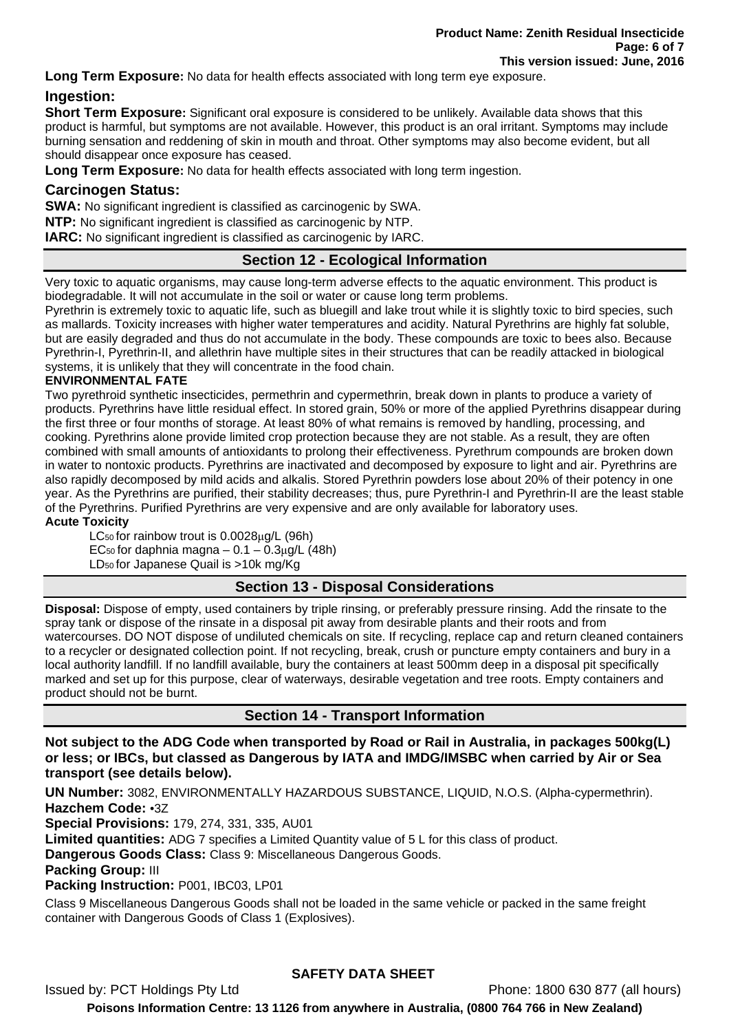**Long Term Exposure:** No data for health effects associated with long term eye exposure.

### Ingestion:

**Short Term Exposure:** Significant oral exposure is considered to be unlikely. Available data shows that this product is harmful, but symptoms are not available. However, this product is an oral irritant. Symptoms may include burning sensation and reddening of skin in mouth and throat. Other symptoms may also become evident, but all should disappear once exposure has ceased.

**Long Term Exposure:** No data for health effects associated with long term ingestion.

### Carcinogen Status:

**SWA:** No significant ingredient is classified as carcinogenic by SWA.

**NTP:** No significant ingredient is classified as carcinogenic by NTP.

**IARC:** No significant ingredient is classified as carcinogenic by IARC.

## Section 12 - Ecological Information

Very toxic to aquatic organisms, may cause long-term adverse effects to the aquatic environment. This product is biodegradable. It will not accumulate in the soil or water or cause long term problems.

Pyrethrin is extremely toxic to aquatic life, such as bluegill and lake trout while it is slightly toxic to bird species, such as mallards. Toxicity increases with higher water temperatures and acidity. Natural Pyrethrins are highly fat soluble, but are easily degraded and thus do not accumulate in the body. These compounds are toxic to bees also. Because Pyrethrin-I, Pyrethrin-II, and allethrin have multiple sites in their structures that can be readily attacked in biological systems, it is unlikely that they will concentrate in the food chain.

**ENVIRONMENTAL FATE**

Two pyrethroid synthetic insecticides, permethrin and cypermethrin, break down in plants to produce a variety of products. Pyrethrins have little residual effect. In stored grain, 50% or more of the applied Pyrethrins disappear during the first three or four months of storage. At least 80% of what remains is removed by handling, processing, and cooking. Pyrethrins alone provide limited crop protection because they are not stable. As a result, they are often combined with small amounts of antioxidants to prolong their effectiveness. Pyrethrum compounds are broken down in water to nontoxic products. Pyrethrins are inactivated and decomposed by exposure to light and air. Pyrethrins are also rapidly decomposed by mild acids and alkalis. Stored Pyrethrin powders lose about 20% of their potency in one year. As the Pyrethrins are purified, their stability decreases; thus, pure Pyrethrin-I and Pyrethrin-II are the least stable of the Pyrethrins. Purified Pyrethrins are very expensive and are only available for laboratory uses.

**Acute Toxicity**

$LC_{50}$ for rainbow trout is 0.0028μg/L (96h)
$EC_{50}$ for daphnia magna – 0.1 – 0.3μg/L (48h)
$LD_{50}$ for Japanese Quail is >10k mg/Kg

## Section 13 - Disposal Considerations

**Disposal:** Dispose of empty, used containers by triple rinsing, or preferably pressure rinsing. Add the rinsate to the spray tank or dispose of the rinsate in a disposal pit away from desirable plants and their roots and from watercourses. DO NOT dispose of undiluted chemicals on site. If recycling, replace cap and return cleaned containers to a recycler or designated collection point. If not recycling, break, crush or puncture empty containers and bury in a local authority landfill. If no landfill available, bury the containers at least 500mm deep in a disposal pit specifically marked and set up for this purpose, clear of waterways, desirable vegetation and tree roots. Empty containers and product should not be burnt.

## Section 14 - Transport Information

**Not subject to the ADG Code when transported by Road or Rail in Australia, in packages 500kg(L) or less; or IBCs, but classed as Dangerous by IATA and IMDG/IMSBC when carried by Air or Sea transport (see details below).**

**UN Number:** 3082, ENVIRONMENTALLY HAZARDOUS SUBSTANCE, LIQUID, N.O.S. (Alpha-cypermethrin).

**Hazchem Code:** •3Z

**Special Provisions:** 179, 274, 331, 335, AU01

**Limited quantities:** ADG 7 specifies a Limited Quantity value of 5 L for this class of product.

**Dangerous Goods Class:** Class 9: Miscellaneous Dangerous Goods.

**Packing Group:** III

**Packing Instruction:** P001, IBC03, LP01

Class 9 Miscellaneous Dangerous Goods shall not be loaded in the same vehicle or packed in the same freight container with Dangerous Goods of Class 1 (Explosives).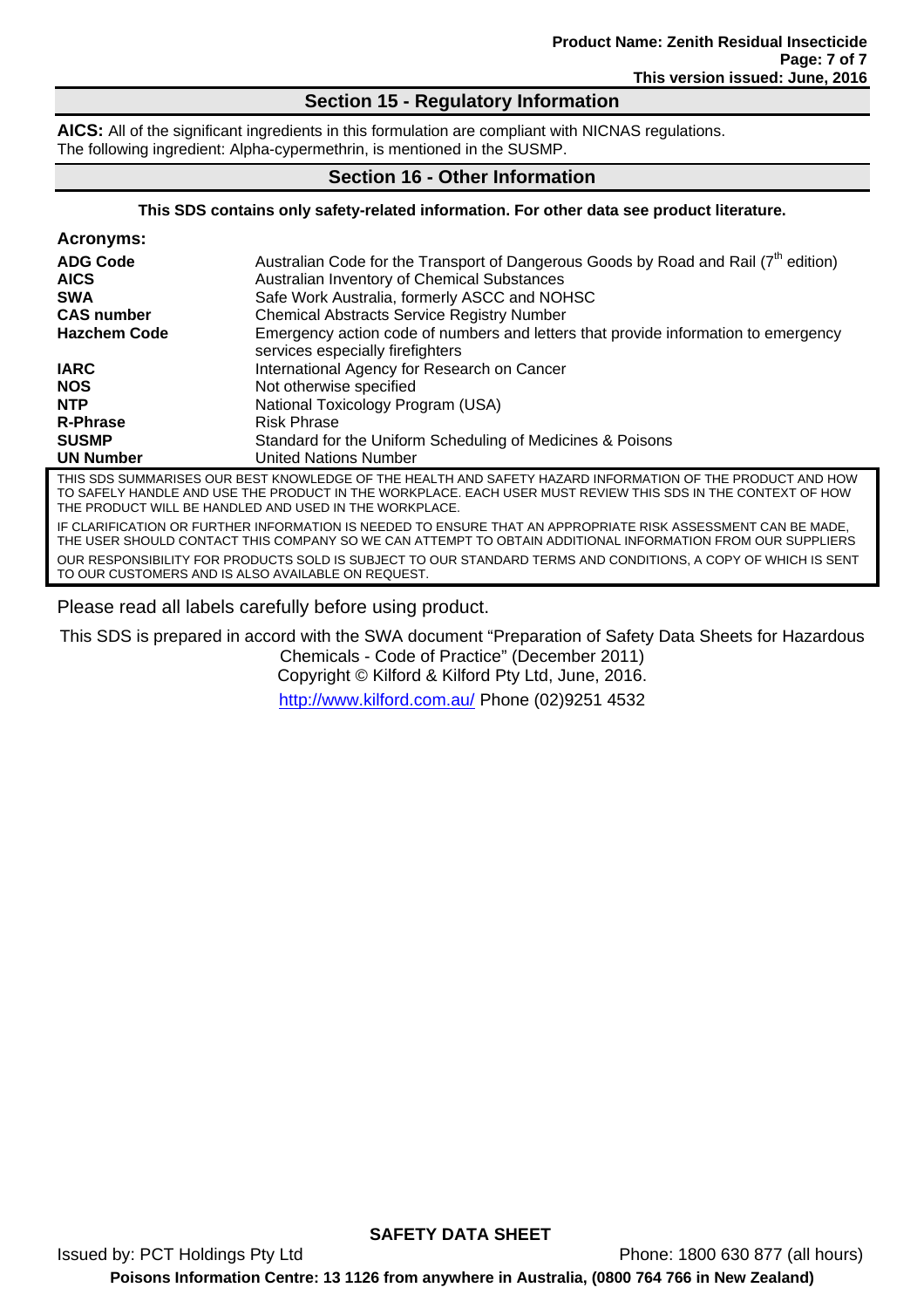## Section 15 - Regulatory Information

**AICS:** All of the significant ingredients in this formulation are compliant with NICNAS regulations.
The following ingredient: Alpha-cypermethrin, is mentioned in the SUSMP.

## Section 16 - Other Information

**This SDS contains only safety-related information. For other data see product literature.**

**Acronyms:**

| | |
|---|---|
| **ADG Code** | Australian Code for the Transport of Dangerous Goods by Road and Rail (7th edition) |
| **AICS** | Australian Inventory of Chemical Substances |
| **SWA** | Safe Work Australia, formerly ASCC and NOHSC |
| **CAS number** | Chemical Abstracts Service Registry Number |
| **Hazchem Code** | Emergency action code of numbers and letters that provide information to emergency services especially firefighters |
| **IARC** | International Agency for Research on Cancer |
| **NOS** | Not otherwise specified |
| **NTP** | National Toxicology Program (USA) |
| **R-Phrase** | Risk Phrase |
| **SUSMP** | Standard for the Uniform Scheduling of Medicines & Poisons |
| **UN Number** | United Nations Number |

THIS SDS SUMMARISES OUR BEST KNOWLEDGE OF THE HEALTH AND SAFETY HAZARD INFORMATION OF THE PRODUCT AND HOW TO SAFELY HANDLE AND USE THE PRODUCT IN THE WORKPLACE. EACH USER MUST REVIEW THIS SDS IN THE CONTEXT OF HOW THE PRODUCT WILL BE HANDLED AND USED IN THE WORKPLACE.

IF CLARIFICATION OR FURTHER INFORMATION IS NEEDED TO ENSURE THAT AN APPROPRIATE RISK ASSESSMENT CAN BE MADE, THE USER SHOULD CONTACT THIS COMPANY SO WE CAN ATTEMPT TO OBTAIN ADDITIONAL INFORMATION FROM OUR SUPPLIERS

OUR RESPONSIBILITY FOR PRODUCTS SOLD IS SUBJECT TO OUR STANDARD TERMS AND CONDITIONS, A COPY OF WHICH IS SENT TO OUR CUSTOMERS AND IS ALSO AVAILABLE ON REQUEST.

Please read all labels carefully before using product.

This SDS is prepared in accord with the SWA document "Preparation of Safety Data Sheets for Hazardous Chemicals - Code of Practice" (December 2011)
Copyright © Kilford & Kilford Pty Ltd, June, 2016.
http://www.kilford.com.au/ Phone (02)9251 4532